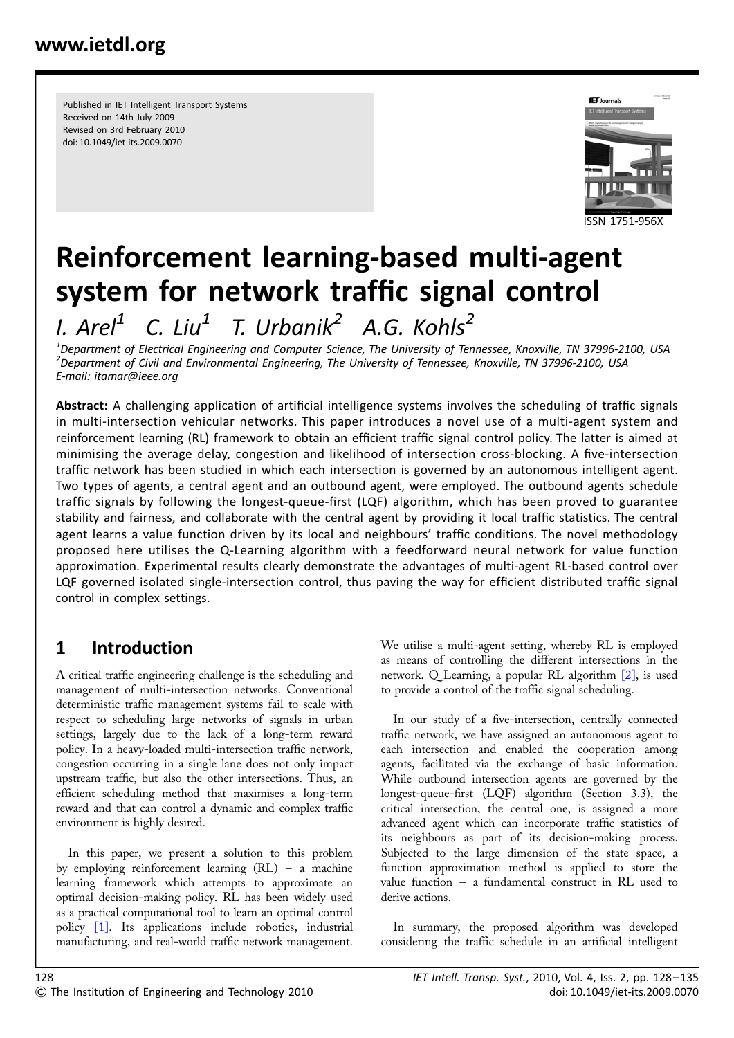www.ietdl.org

Published in IET Intelligent Transport Systems
Received on 14th July 2009
Revised on 3rd February 2010
doi: 10.1049/iet-its.2009.0070

ISSN 1751-956X

# Reinforcement learning-based multi-agent system for network traffic signal control

*I. Arel[1] C. Liu[1] T. Urbanik[2] A.G. Kohls[2]*

*[1]Department of Electrical Engineering and Computer Science, The University of Tennessee, Knoxville, TN 37996-2100, USA*
*[2]Department of Civil and Environmental Engineering, The University of Tennessee, Knoxville, TN 37996-2100, USA*
*E-mail: itamar@ieee.org*

**Abstract:** A challenging application of artificial intelligence systems involves the scheduling of traffic signals in multi-intersection vehicular networks. This paper introduces a novel use of a multi-agent system and reinforcement learning (RL) framework to obtain an efficient traffic signal control policy. The latter is aimed at minimising the average delay, congestion and likelihood of intersection cross-blocking. A five-intersection traffic network has been studied in which each intersection is governed by an autonomous intelligent agent. Two types of agents, a central agent and an outbound agent, were employed. The outbound agents schedule traffic signals by following the longest-queue-first (LQF) algorithm, which has been proved to guarantee stability and fairness, and collaborate with the central agent by providing it local traffic statistics. The central agent learns a value function driven by its local and neighbours' traffic conditions. The novel methodology proposed here utilises the Q-Learning algorithm with a feedforward neural network for value function approximation. Experimental results clearly demonstrate the advantages of multi-agent RL-based control over LQF governed isolated single-intersection control, thus paving the way for efficient distributed traffic signal control in complex settings.

## 1 Introduction

A critical traffic engineering challenge is the scheduling and management of multi-intersection networks. Conventional deterministic traffic management systems fail to scale with respect to scheduling large networks of signals in urban settings, largely due to the lack of a long-term reward policy. In a heavy-loaded multi-intersection traffic network, congestion occurring in a single lane does not only impact upstream traffic, but also the other intersections. Thus, an efficient scheduling method that maximises a long-term reward and that can control a dynamic and complex traffic environment is highly desired.

In this paper, we present a solution to this problem by employing reinforcement learning (RL) – a machine learning framework which attempts to approximate an optimal decision-making policy. RL has been widely used as a practical computational tool to learn an optimal control policy [1]. Its applications include robotics, industrial manufacturing, and real-world traffic network management. We utilise a multi-agent setting, whereby RL is employed as means of controlling the different intersections in the network. Q Learning, a popular RL algorithm [2], is used to provide a control of the traffic signal scheduling.

In our study of a five-intersection, centrally connected traffic network, we have assigned an autonomous agent to each intersection and enabled the cooperation among agents, facilitated via the exchange of basic information. While outbound intersection agents are governed by the longest-queue-first (LQF) algorithm (Section 3.3), the critical intersection, the central one, is assigned a more advanced agent which can incorporate traffic statistics of its neighbours as part of its decision-making process. Subjected to the large dimension of the state space, a function approximation method is applied to store the value function – a fundamental construct in RL used to derive actions.

In summary, the proposed algorithm was developed considering the traffic schedule in an artificial intelligent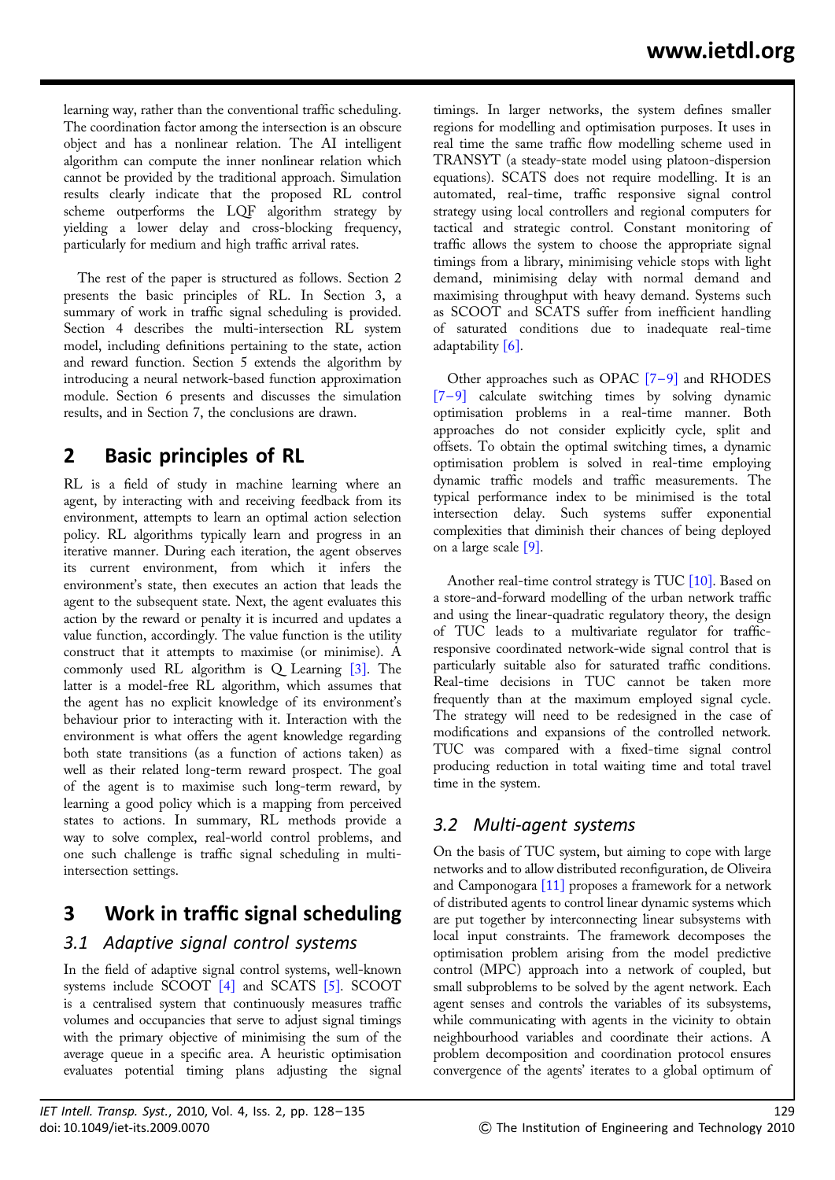learning way, rather than the conventional traffic scheduling. The coordination factor among the intersection is an obscure object and has a nonlinear relation. The AI intelligent algorithm can compute the inner nonlinear relation which cannot be provided by the traditional approach. Simulation results clearly indicate that the proposed RL control scheme outperforms the LQF algorithm strategy by yielding a lower delay and cross-blocking frequency, particularly for medium and high traffic arrival rates.

The rest of the paper is structured as follows. Section 2 presents the basic principles of RL. In Section 3, a summary of work in traffic signal scheduling is provided. Section 4 describes the multi-intersection RL system model, including definitions pertaining to the state, action and reward function. Section 5 extends the algorithm by introducing a neural network-based function approximation module. Section 6 presents and discusses the simulation results, and in Section 7, the conclusions are drawn.

## 2 Basic principles of RL

RL is a field of study in machine learning where an agent, by interacting with and receiving feedback from its environment, attempts to learn an optimal action selection policy. RL algorithms typically learn and progress in an iterative manner. During each iteration, the agent observes its current environment, from which it infers the environment's state, then executes an action that leads the agent to the subsequent state. Next, the agent evaluates this action by the reward or penalty it is incurred and updates a value function, accordingly. The value function is the utility construct that it attempts to maximise (or minimise). A commonly used RL algorithm is Q Learning [3]. The latter is a model-free RL algorithm, which assumes that the agent has no explicit knowledge of its environment's behaviour prior to interacting with it. Interaction with the environment is what offers the agent knowledge regarding both state transitions (as a function of actions taken) as well as their related long-term reward prospect. The goal of the agent is to maximise such long-term reward, by learning a good policy which is a mapping from perceived states to actions. In summary, RL methods provide a way to solve complex, real-world control problems, and one such challenge is traffic signal scheduling in multi-intersection settings.

## 3 Work in traffic signal scheduling

### 3.1 Adaptive signal control systems

In the field of adaptive signal control systems, well-known systems include SCOOT [4] and SCATS [5]. SCOOT is a centralised system that continuously measures traffic volumes and occupancies that serve to adjust signal timings with the primary objective of minimising the sum of the average queue in a specific area. A heuristic optimisation evaluates potential timing plans adjusting the signal timings. In larger networks, the system defines smaller regions for modelling and optimisation purposes. It uses in real time the same traffic flow modelling scheme used in TRANSYT (a steady-state model using platoon-dispersion equations). SCATS does not require modelling. It is an automated, real-time, traffic responsive signal control strategy using local controllers and regional computers for tactical and strategic control. Constant monitoring of traffic allows the system to choose the appropriate signal timings from a library, minimising vehicle stops with light demand, minimising delay with normal demand and maximising throughput with heavy demand. Systems such as SCOOT and SCATS suffer from inefficient handling of saturated conditions due to inadequate real-time adaptability [6].

Other approaches such as OPAC [7–9] and RHODES [7–9] calculate switching times by solving dynamic optimisation problems in a real-time manner. Both approaches do not consider explicitly cycle, split and offsets. To obtain the optimal switching times, a dynamic optimisation problem is solved in real-time employing dynamic traffic models and traffic measurements. The typical performance index to be minimised is the total intersection delay. Such systems suffer exponential complexities that diminish their chances of being deployed on a large scale [9].

Another real-time control strategy is TUC [10]. Based on a store-and-forward modelling of the urban network traffic and using the linear-quadratic regulatory theory, the design of TUC leads to a multivariate regulator for traffic-responsive coordinated network-wide signal control that is particularly suitable also for saturated traffic conditions. Real-time decisions in TUC cannot be taken more frequently than at the maximum employed signal cycle. The strategy will need to be redesigned in the case of modifications and expansions of the controlled network. TUC was compared with a fixed-time signal control producing reduction in total waiting time and total travel time in the system.

### 3.2 Multi-agent systems

On the basis of TUC system, but aiming to cope with large networks and to allow distributed reconfiguration, de Oliveira and Camponogara [11] proposes a framework for a network of distributed agents to control linear dynamic systems which are put together by interconnecting linear subsystems with local input constraints. The framework decomposes the optimisation problem arising from the model predictive control (MPC) approach into a network of coupled, but small subproblems to be solved by the agent network. Each agent senses and controls the variables of its subsystems, while communicating with agents in the vicinity to obtain neighbourhood variables and coordinate their actions. A problem decomposition and coordination protocol ensures convergence of the agents' iterates to a global optimum of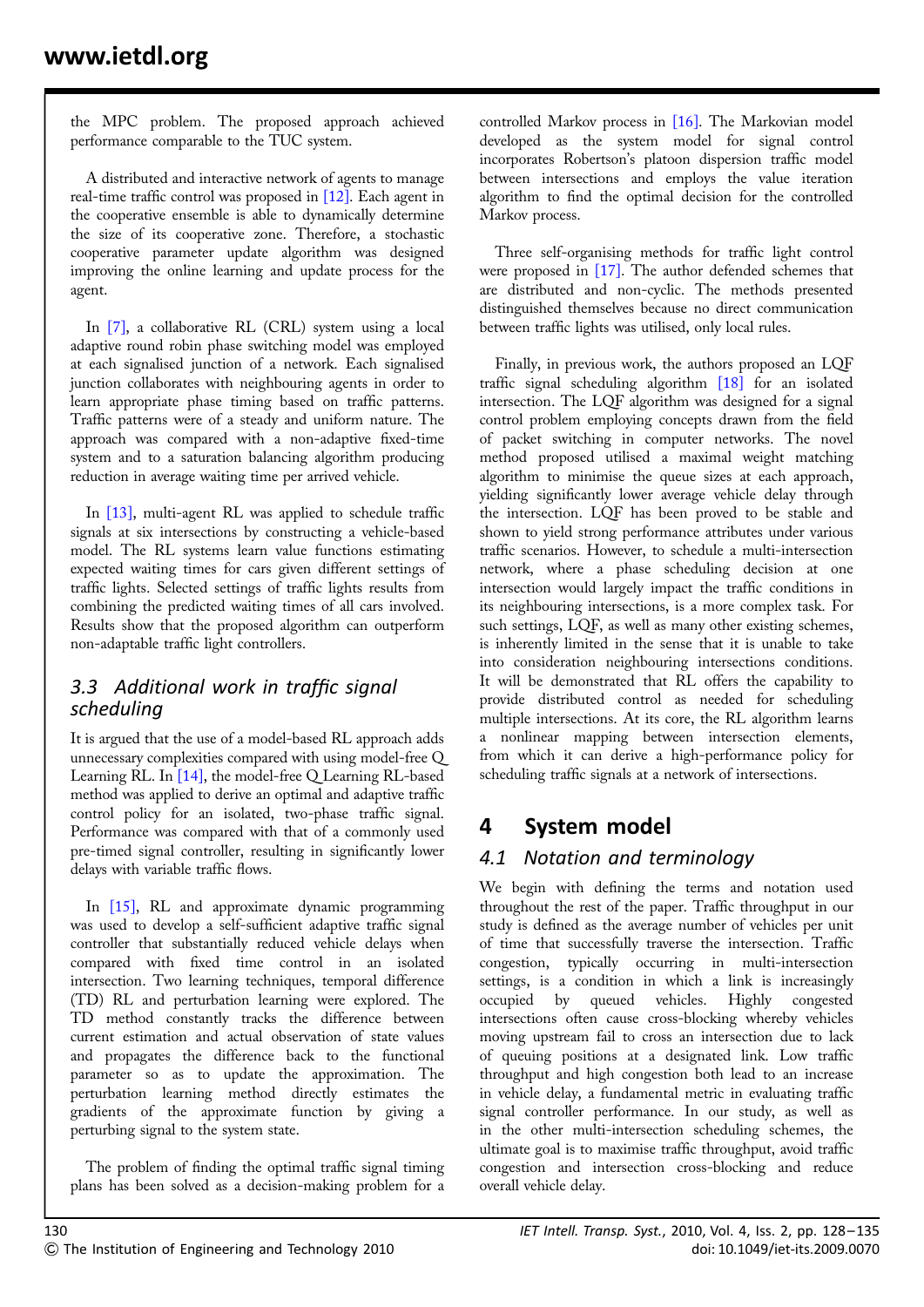the MPC problem. The proposed approach achieved performance comparable to the TUC system.

A distributed and interactive network of agents to manage real-time traffic control was proposed in [12]. Each agent in the cooperative ensemble is able to dynamically determine the size of its cooperative zone. Therefore, a stochastic cooperative parameter update algorithm was designed improving the online learning and update process for the agent.

In [7], a collaborative RL (CRL) system using a local adaptive round robin phase switching model was employed at each signalised junction of a network. Each signalised junction collaborates with neighbouring agents in order to learn appropriate phase timing based on traffic patterns. Traffic patterns were of a steady and uniform nature. The approach was compared with a non-adaptive fixed-time system and to a saturation balancing algorithm producing reduction in average waiting time per arrived vehicle.

In [13], multi-agent RL was applied to schedule traffic signals at six intersections by constructing a vehicle-based model. The RL systems learn value functions estimating expected waiting times for cars given different settings of traffic lights. Selected settings of traffic lights results from combining the predicted waiting times of all cars involved. Results show that the proposed algorithm can outperform non-adaptable traffic light controllers.

### 3.3 Additional work in traffic signal scheduling

It is argued that the use of a model-based RL approach adds unnecessary complexities compared with using model-free Q_Learning RL. In [14], the model-free Q_Learning RL-based method was applied to derive an optimal and adaptive traffic control policy for an isolated, two-phase traffic signal. Performance was compared with that of a commonly used pre-timed signal controller, resulting in significantly lower delays with variable traffic flows.

In [15], RL and approximate dynamic programming was used to develop a self-sufficient adaptive traffic signal controller that substantially reduced vehicle delays when compared with fixed time control in an isolated intersection. Two learning techniques, temporal difference (TD) RL and perturbation learning were explored. The TD method constantly tracks the difference between current estimation and actual observation of state values and propagates the difference back to the functional parameter so as to update the approximation. The perturbation learning method directly estimates the gradients of the approximate function by giving a perturbing signal to the system state.

The problem of finding the optimal traffic signal timing plans has been solved as a decision-making problem for a controlled Markov process in [16]. The Markovian model developed as the system model for signal control incorporates Robertson's platoon dispersion traffic model between intersections and employs the value iteration algorithm to find the optimal decision for the controlled Markov process.

Three self-organising methods for traffic light control were proposed in [17]. The author defended schemes that are distributed and non-cyclic. The methods presented distinguished themselves because no direct communication between traffic lights was utilised, only local rules.

Finally, in previous work, the authors proposed an LQF traffic signal scheduling algorithm [18] for an isolated intersection. The LQF algorithm was designed for a signal control problem employing concepts drawn from the field of packet switching in computer networks. The novel method proposed utilised a maximal weight matching algorithm to minimise the queue sizes at each approach, yielding significantly lower average vehicle delay through the intersection. LQF has been proved to be stable and shown to yield strong performance attributes under various traffic scenarios. However, to schedule a multi-intersection network, where a phase scheduling decision at one intersection would largely impact the traffic conditions in its neighbouring intersections, is a more complex task. For such settings, LQF, as well as many other existing schemes, is inherently limited in the sense that it is unable to take into consideration neighbouring intersections conditions. It will be demonstrated that RL offers the capability to provide distributed control as needed for scheduling multiple intersections. At its core, the RL algorithm learns a nonlinear mapping between intersection elements, from which it can derive a high-performance policy for scheduling traffic signals at a network of intersections.

## 4 System model

### 4.1 Notation and terminology

We begin with defining the terms and notation used throughout the rest of the paper. Traffic throughput in our study is defined as the average number of vehicles per unit of time that successfully traverse the intersection. Traffic congestion, typically occurring in multi-intersection settings, is a condition in which a link is increasingly occupied by queued vehicles. Highly congested intersections often cause cross-blocking whereby vehicles moving upstream fail to cross an intersection due to lack of queuing positions at a designated link. Low traffic throughput and high congestion both lead to an increase in vehicle delay, a fundamental metric in evaluating traffic signal controller performance. In our study, as well as in the other multi-intersection scheduling schemes, the ultimate goal is to maximise traffic throughput, avoid traffic congestion and intersection cross-blocking and reduce overall vehicle delay.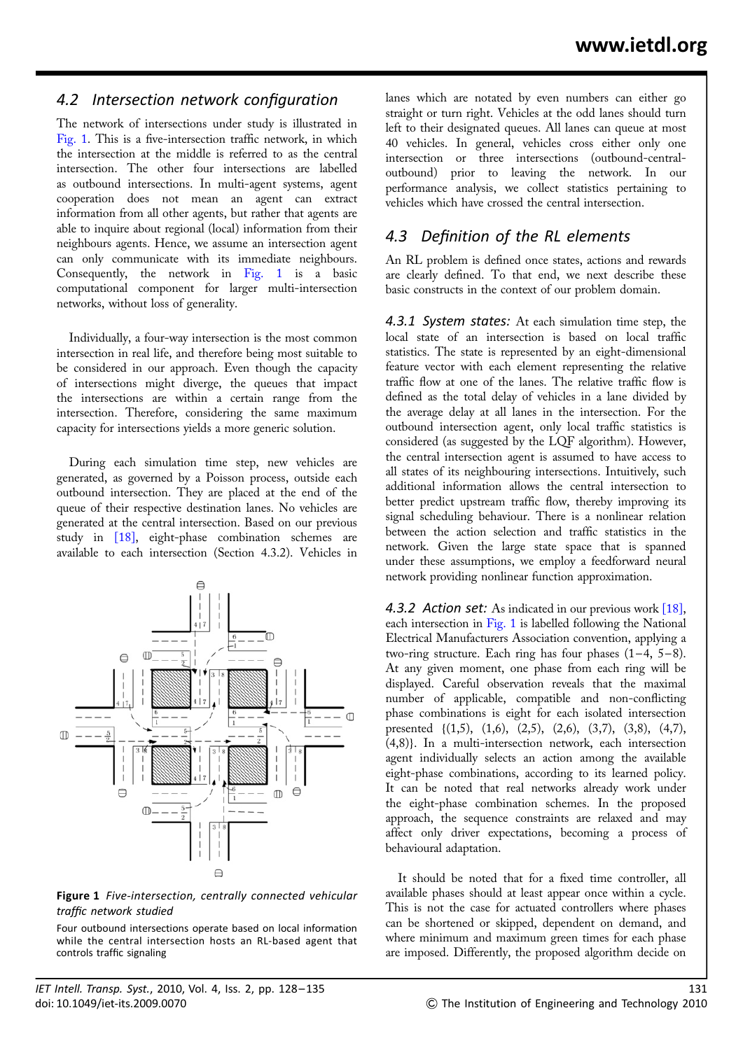## 4.2 Intersection network configuration

The network of intersections under study is illustrated in Fig. 1. This is a five-intersection traffic network, in which the intersection at the middle is referred to as the central intersection. The other four intersections are labelled as outbound intersections. In multi-agent systems, agent cooperation does not mean an agent can extract information from all other agents, but rather that agents are able to inquire about regional (local) information from their neighbours agents. Hence, we assume an intersection agent can only communicate with its immediate neighbours. Consequently, the network in Fig. 1 is a basic computational component for larger multi-intersection networks, without loss of generality.

Individually, a four-way intersection is the most common intersection in real life, and therefore being most suitable to be considered in our approach. Even though the capacity of intersections might diverge, the queues that impact the intersections are within a certain range from the intersection. Therefore, considering the same maximum capacity for intersections yields a more generic solution.

During each simulation time step, new vehicles are generated, as governed by a Poisson process, outside each outbound intersection. They are placed at the end of the queue of their respective destination lanes. No vehicles are generated at the central intersection. Based on our previous study in [18], eight-phase combination schemes are available to each intersection (Section 4.3.2). Vehicles in lanes which are notated by even numbers can either go straight or turn right. Vehicles at the odd lanes should turn left to their designated queues. All lanes can queue at most 40 vehicles. In general, vehicles cross either only one intersection or three intersections (outbound-central-outbound) prior to leaving the network. In our performance analysis, we collect statistics pertaining to vehicles which have crossed the central intersection.

**Figure 1** *Five-intersection, centrally connected vehicular traffic network studied*

Four outbound intersections operate based on local information while the central intersection hosts an RL-based agent that controls traffic signaling

## 4.3 Definition of the RL elements

An RL problem is defined once states, actions and rewards are clearly defined. To that end, we next describe these basic constructs in the context of our problem domain.

*4.3.1 System states:* At each simulation time step, the local state of an intersection is based on local traffic statistics. The state is represented by an eight-dimensional feature vector with each element representing the relative traffic flow at one of the lanes. The relative traffic flow is defined as the total delay of vehicles in a lane divided by the average delay at all lanes in the intersection. For the outbound intersection agent, only local traffic statistics is considered (as suggested by the LQF algorithm). However, the central intersection agent is assumed to have access to all states of its neighbouring intersections. Intuitively, such additional information allows the central intersection to better predict upstream traffic flow, thereby improving its signal scheduling behaviour. There is a nonlinear relation between the action selection and traffic statistics in the network. Given the large state space that is spanned under these assumptions, we employ a feedforward neural network providing nonlinear function approximation.

*4.3.2 Action set:* As indicated in our previous work [18], each intersection in Fig. 1 is labelled following the National Electrical Manufacturers Association convention, applying a two-ring structure. Each ring has four phases (1–4, 5–8). At any given moment, one phase from each ring will be displayed. Careful observation reveals that the maximal number of applicable, compatible and non-conflicting phase combinations is eight for each isolated intersection presented {(1,5), (1,6), (2,5), (2,6), (3,7), (3,8), (4,7), (4,8)}. In a multi-intersection network, each intersection agent individually selects an action among the available eight-phase combinations, according to its learned policy. It can be noted that real networks already work under the eight-phase combination schemes. In the proposed approach, the sequence constraints are relaxed and may affect only driver expectations, becoming a process of behavioural adaptation.

It should be noted that for a fixed time controller, all available phases should at least appear once within a cycle. This is not the case for actuated controllers where phases can be shortened or skipped, dependent on demand, and where minimum and maximum green times for each phase are imposed. Differently, the proposed algorithm decide on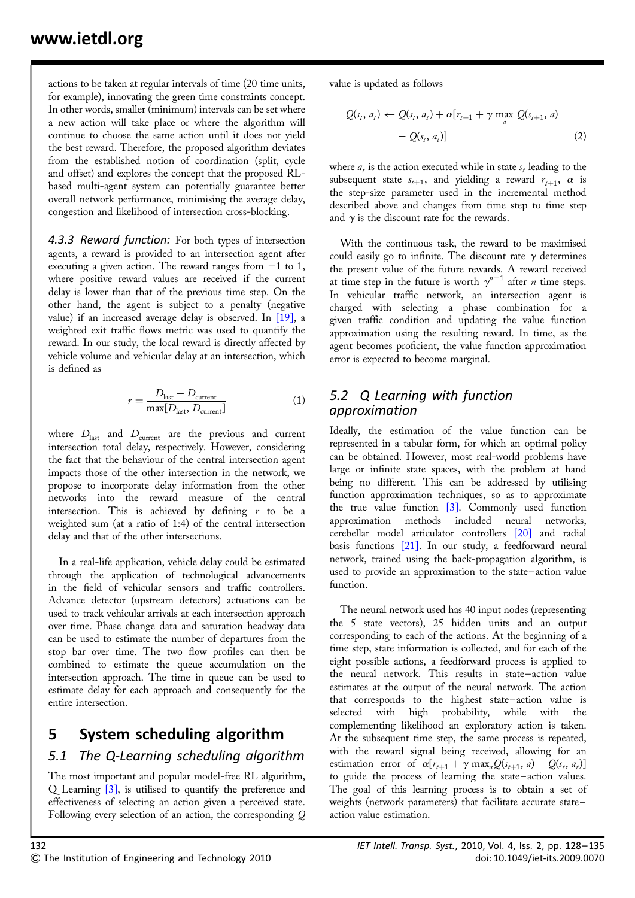actions to be taken at regular intervals of time (20 time units, for example), innovating the green time constraints concept. In other words, smaller (minimum) intervals can be set where a new action will take place or where the algorithm will continue to choose the same action until it does not yield the best reward. Therefore, the proposed algorithm deviates from the established notion of coordination (split, cycle and offset) and explores the concept that the proposed RL-based multi-agent system can potentially guarantee better overall network performance, minimising the average delay, congestion and likelihood of intersection cross-blocking.

*4.3.3 Reward function:* For both types of intersection agents, a reward is provided to an intersection agent after executing a given action. The reward ranges from −1 to 1, where positive reward values are received if the current delay is lower than that of the previous time step. On the other hand, the agent is subject to a penalty (negative value) if an increased average delay is observed. In [19], a weighted exit traffic flows metric was used to quantify the reward. In our study, the local reward is directly affected by vehicle volume and vehicular delay at an intersection, which is defined as

$$r = \frac{D_{\text{last}} - D_{\text{current}}}{\max[D_{\text{last}}, D_{\text{current}}]} \tag{1}$$

where $D_{\text{last}}$ and $D_{\text{current}}$ are the previous and current intersection total delay, respectively. However, considering the fact that the behaviour of the central intersection agent impacts those of the other intersection in the network, we propose to incorporate delay information from the other networks into the reward measure of the central intersection. This is achieved by defining $r$ to be a weighted sum (at a ratio of 1:4) of the central intersection delay and that of the other intersections.

In a real-life application, vehicle delay could be estimated through the application of technological advancements in the field of vehicular sensors and traffic controllers. Advance detector (upstream detectors) actuations can be used to track vehicular arrivals at each intersection approach over time. Phase change data and saturation headway data can be used to estimate the number of departures from the stop bar over time. The two flow profiles can then be combined to estimate the queue accumulation on the intersection approach. The time in queue can be used to estimate delay for each approach and consequently for the entire intersection.

# 5 System scheduling algorithm

## 5.1 The Q-Learning scheduling algorithm

The most important and popular model-free RL algorithm, Q_Learning [3], is utilised to quantify the preference and effectiveness of selecting an action given a perceived state. Following every selection of an action, the corresponding $Q$ value is updated as follows

$$Q(s_t, a_t) \leftarrow Q(s_t, a_t) + \alpha[r_{t+1} + \gamma \max_a Q(s_{t+1}, a) - Q(s_t, a_t)] \tag{2}$$

where $a_t$ is the action executed while in state $s_t$ leading to the subsequent state $s_{t+1}$, and yielding a reward $r_{t+1}$, $\alpha$ is the step-size parameter used in the incremental method described above and changes from time step to time step and $\gamma$ is the discount rate for the rewards.

With the continuous task, the reward to be maximised could easily go to infinite. The discount rate $\gamma$ determines the present value of the future rewards. A reward received at time step in the future is worth $\gamma^{n-1}$ after $n$ time steps. In vehicular traffic network, an intersection agent is charged with selecting a phase combination for a given traffic condition and updating the value function approximation using the resulting reward. In time, as the agent becomes proficient, the value function approximation error is expected to become marginal.

## 5.2 Q Learning with function approximation

Ideally, the estimation of the value function can be represented in a tabular form, for which an optimal policy can be obtained. However, most real-world problems have large or infinite state spaces, with the problem at hand being no different. This can be addressed by utilising function approximation techniques, so as to approximate the true value function [3]. Commonly used function approximation methods included neural networks, cerebellar model articulator controllers [20] and radial basis functions [21]. In our study, a feedforward neural network, trained using the back-propagation algorithm, is used to provide an approximation to the state–action value function.

The neural network used has 40 input nodes (representing the 5 state vectors), 25 hidden units and an output corresponding to each of the actions. At the beginning of a time step, state information is collected, and for each of the eight possible actions, a feedforward process is applied to the neural network. This results in state–action value estimates at the output of the neural network. The action that corresponds to the highest state–action value is selected with high probability, while with the complementing likelihood an exploratory action is taken. At the subsequent time step, the same process is repeated, with the reward signal being received, allowing for an estimation error of $\alpha[r_{t+1} + \gamma \max_a Q(s_{t+1}, a) - Q(s_t, a_t)]$ to guide the process of learning the state–action values. The goal of this learning process is to obtain a set of weights (network parameters) that facilitate accurate state–action value estimation.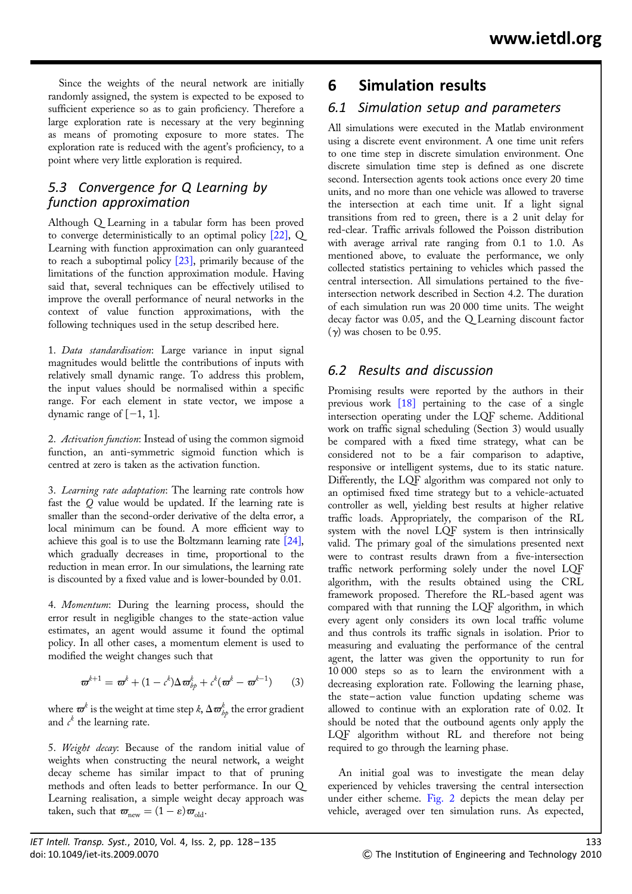Since the weights of the neural network are initially randomly assigned, the system is expected to be exposed to sufficient experience so as to gain proficiency. Therefore a large exploration rate is necessary at the very beginning as means of promoting exposure to more states. The exploration rate is reduced with the agent's proficiency, to a point where very little exploration is required.

### 5.3 Convergence for Q Learning by function approximation

Although Q Learning in a tabular form has been proved to converge deterministically to an optimal policy [22], Q Learning with function approximation can only guaranteed to reach a suboptimal policy [23], primarily because of the limitations of the function approximation module. Having said that, several techniques can be effectively utilised to improve the overall performance of neural networks in the context of value function approximations, with the following techniques used in the setup described here.

1. *Data standardisation*: Large variance in input signal magnitudes would belittle the contributions of inputs with relatively small dynamic range. To address this problem, the input values should be normalised within a specific range. For each element in state vector, we impose a dynamic range of $[-1, 1]$.

2. *Activation function*: Instead of using the common sigmoid function, an anti-symmetric sigmoid function which is centred at zero is taken as the activation function.

3. *Learning rate adaptation*: The learning rate controls how fast the $Q$ value would be updated. If the learning rate is smaller than the second-order derivative of the delta error, a local minimum can be found. A more efficient way to achieve this goal is to use the Boltzmann learning rate [24], which gradually decreases in time, proportional to the reduction in mean error. In our simulations, the learning rate is discounted by a fixed value and is lower-bounded by 0.01.

4. *Momentum*: During the learning process, should the error result in negligible changes to the state-action value estimates, an agent would assume it found the optimal policy. In all other cases, a momentum element is used to modified the weight changes such that

$$\varpi^{k+1} = \varpi^k + (1 - c^k)\Delta\varpi^k_{bp} + c^k(\varpi^k - \varpi^{k-1}) \quad (3)$$

where $\varpi^k$ is the weight at time step $k$, $\Delta\varpi^k_{bp}$ the error gradient and $c^k$ the learning rate.

5. *Weight decay*: Because of the random initial value of weights when constructing the neural network, a weight decay scheme has similar impact to that of pruning methods and often leads to better performance. In our Q Learning realisation, a simple weight decay approach was taken, such that $\varpi_{\text{new}} = (1 - \varepsilon)\varpi_{\text{old}}$.

## 6 Simulation results

### 6.1 Simulation setup and parameters

All simulations were executed in the Matlab environment using a discrete event environment. A one time unit refers to one time step in discrete simulation environment. One discrete simulation time step is defined as one discrete second. Intersection agents took actions once every 20 time units, and no more than one vehicle was allowed to traverse the intersection at each time unit. If a light signal transitions from red to green, there is a 2 unit delay for red-clear. Traffic arrivals followed the Poisson distribution with average arrival rate ranging from 0.1 to 1.0. As mentioned above, to evaluate the performance, we only collected statistics pertaining to vehicles which passed the central intersection. All simulations pertained to the five-intersection network described in Section 4.2. The duration of each simulation run was 20 000 time units. The weight decay factor was 0.05, and the Q Learning discount factor ($\gamma$) was chosen to be 0.95.

### 6.2 Results and discussion

Promising results were reported by the authors in their previous work [18] pertaining to the case of a single intersection operating under the LQF scheme. Additional work on traffic signal scheduling (Section 3) would usually be compared with a fixed time strategy, what can be considered not to be a fair comparison to adaptive, responsive or intelligent systems, due to its static nature. Differently, the LQF algorithm was compared not only to an optimised fixed time strategy but to a vehicle-actuated controller as well, yielding best results at higher relative traffic loads. Appropriately, the comparison of the RL system with the novel LQF system is then intrinsically valid. The primary goal of the simulations presented next were to contrast results drawn from a five-intersection traffic network performing solely under the novel LQF algorithm, with the results obtained using the CRL framework proposed. Therefore the RL-based agent was compared with that running the LQF algorithm, in which every agent only considers its own local traffic volume and thus controls its traffic signals in isolation. Prior to measuring and evaluating the performance of the central agent, the latter was given the opportunity to run for 10 000 steps so as to learn the environment with a decreasing exploration rate. Following the learning phase, the state–action value function updating scheme was allowed to continue with an exploration rate of 0.02. It should be noted that the outbound agents only apply the LQF algorithm without RL and therefore not being required to go through the learning phase.

An initial goal was to investigate the mean delay experienced by vehicles traversing the central intersection under either scheme. Fig. 2 depicts the mean delay per vehicle, averaged over ten simulation runs. As expected,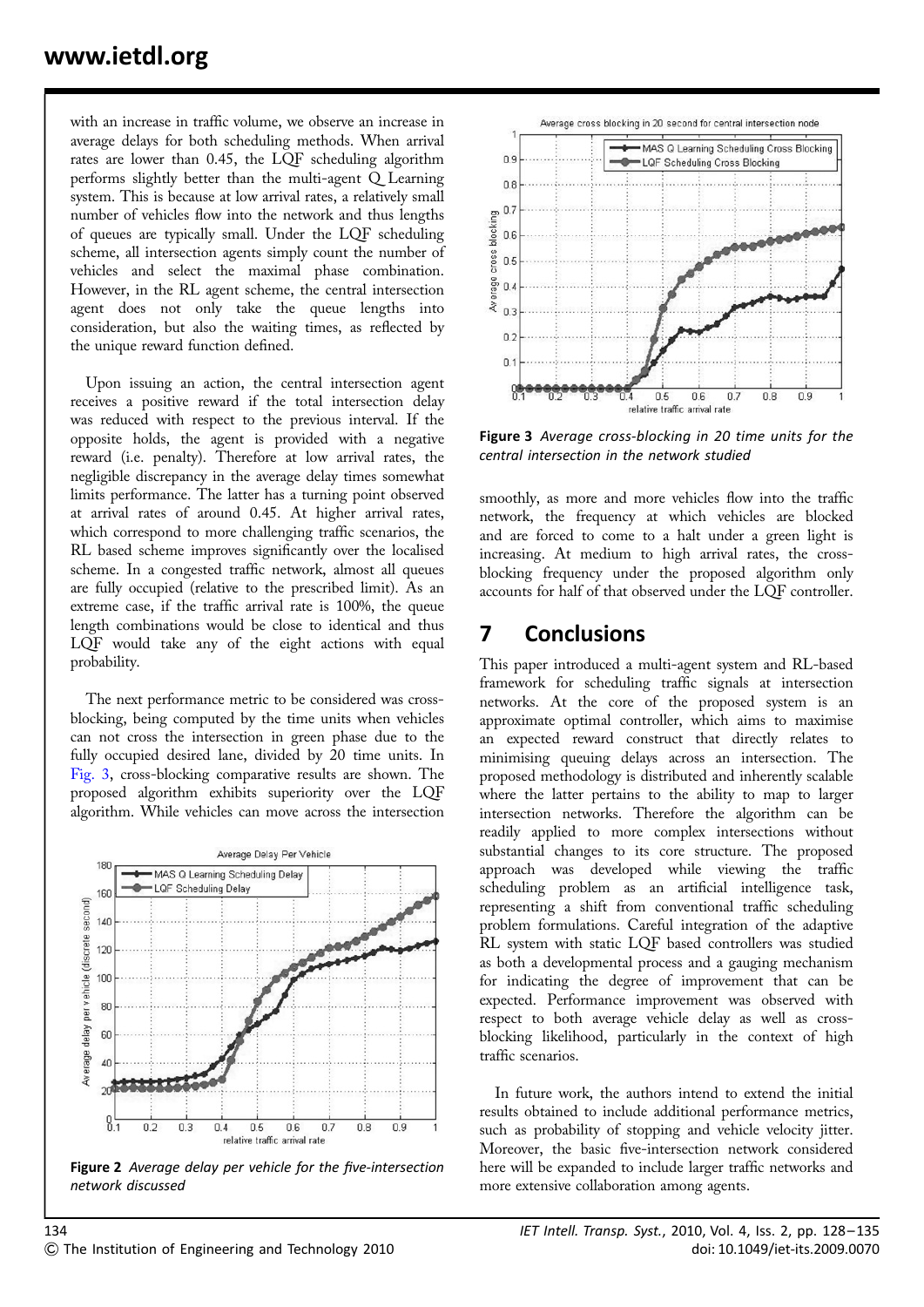with an increase in traffic volume, we observe an increase in average delays for both scheduling methods. When arrival rates are lower than 0.45, the LQF scheduling algorithm performs slightly better than the multi-agent Q Learning system. This is because at low arrival rates, a relatively small number of vehicles flow into the network and thus lengths of queues are typically small. Under the LQF scheduling scheme, all intersection agents simply count the number of vehicles and select the maximal phase combination. However, in the RL agent scheme, the central intersection agent does not only take the queue lengths into consideration, but also the waiting times, as reflected by the unique reward function defined.

Upon issuing an action, the central intersection agent receives a positive reward if the total intersection delay was reduced with respect to the previous interval. If the opposite holds, the agent is provided with a negative reward (i.e. penalty). Therefore at low arrival rates, the negligible discrepancy in the average delay times somewhat limits performance. The latter has a turning point observed at arrival rates of around 0.45. At higher arrival rates, which correspond to more challenging traffic scenarios, the RL based scheme improves significantly over the localised scheme. In a congested traffic network, almost all queues are fully occupied (relative to the prescribed limit). As an extreme case, if the traffic arrival rate is 100%, the queue length combinations would be close to identical and thus LQF would take any of the eight actions with equal probability.

The next performance metric to be considered was cross-blocking, being computed by the time units when vehicles can not cross the intersection in green phase due to the fully occupied desired lane, divided by 20 time units. In Fig. 3, cross-blocking comparative results are shown. The proposed algorithm exhibits superiority over the LQF algorithm. While vehicles can move across the intersection smoothly, as more and more vehicles flow into the traffic network, the frequency at which vehicles are blocked and are forced to come to a halt under a green light is increasing. At medium to high arrival rates, the cross-blocking frequency under the proposed algorithm only accounts for half of that observed under the LQF controller.

**Figure 2** *Average delay per vehicle for the five-intersection network discussed*

**Figure 3** *Average cross-blocking in 20 time units for the central intersection in the network studied*

## 7 Conclusions

This paper introduced a multi-agent system and RL-based framework for scheduling traffic signals at intersection networks. At the core of the proposed system is an approximate optimal controller, which aims to maximise an expected reward construct that directly relates to minimising queuing delays across an intersection. The proposed methodology is distributed and inherently scalable where the latter pertains to the ability to map to larger intersection networks. Therefore the algorithm can be readily applied to more complex intersections without substantial changes to its core structure. The proposed approach was developed while viewing the traffic scheduling problem as an artificial intelligence task, representing a shift from conventional traffic scheduling problem formulations. Careful integration of the adaptive RL system with static LQF based controllers was studied as both a developmental process and a gauging mechanism for indicating the degree of improvement that can be expected. Performance improvement was observed with respect to both average vehicle delay as well as cross-blocking likelihood, particularly in the context of high traffic scenarios.

In future work, the authors intend to extend the initial results obtained to include additional performance metrics, such as probability of stopping and vehicle velocity jitter. Moreover, the basic five-intersection network considered here will be expanded to include larger traffic networks and more extensive collaboration among agents.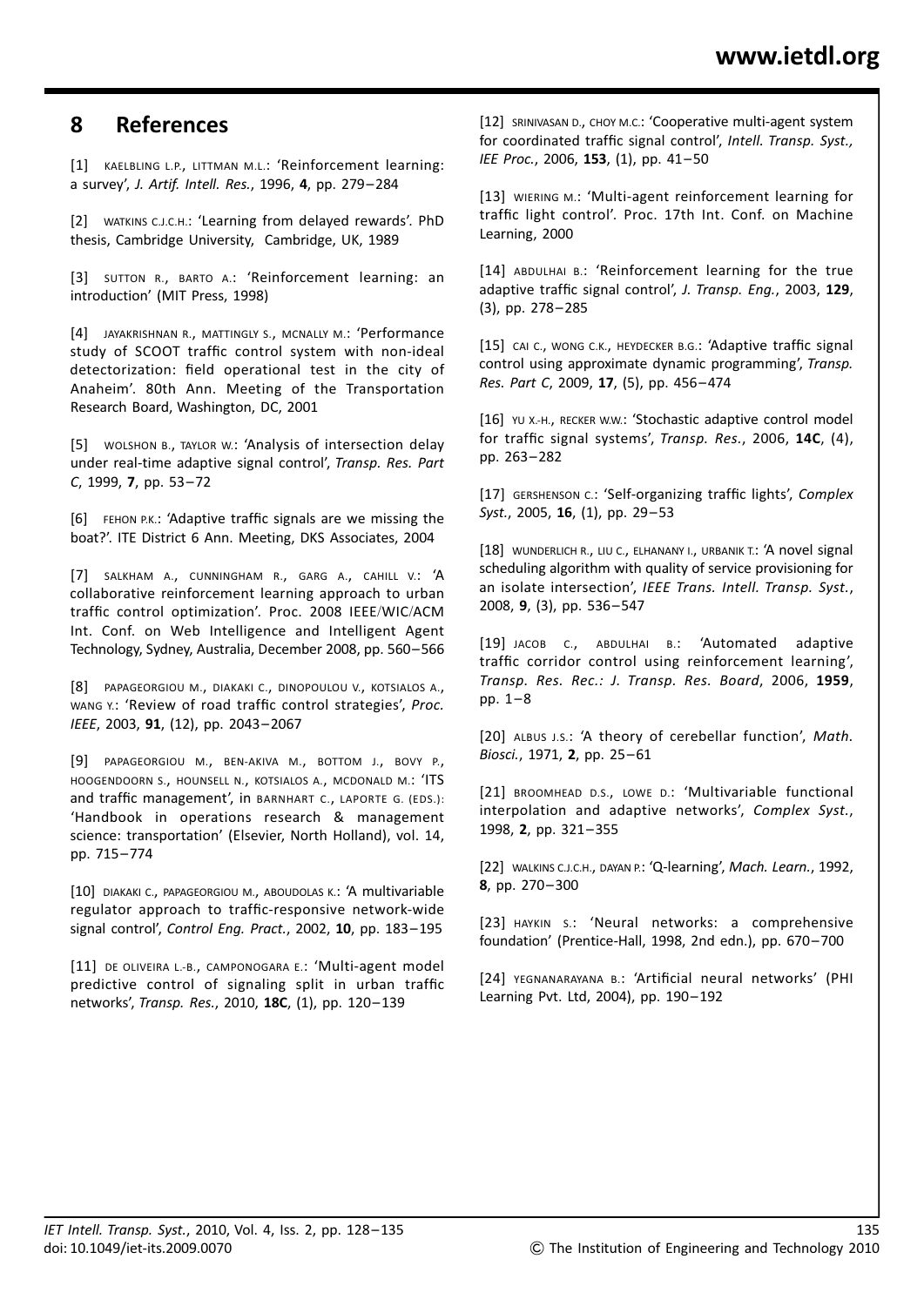## 8 References

[1] KAELBLING L.P., LITTMAN M.L.: 'Reinforcement learning: a survey', *J. Artif. Intell. Res.*, 1996, **4**, pp. 279–284

[2] WATKINS C.J.C.H.: 'Learning from delayed rewards'. PhD thesis, Cambridge University, Cambridge, UK, 1989

[3] SUTTON R., BARTO A.: 'Reinforcement learning: an introduction' (MIT Press, 1998)

[4] JAYAKRISHNAN R., MATTINGLY S., MCNALLY M.: 'Performance study of SCOOT traffic control system with non-ideal detectorization: field operational test in the city of Anaheim'. 80th Ann. Meeting of the Transportation Research Board, Washington, DC, 2001

[5] WOLSHON B., TAYLOR W.: 'Analysis of intersection delay under real-time adaptive signal control', *Transp. Res. Part C*, 1999, **7**, pp. 53–72

[6] FEHON P.K.: 'Adaptive traffic signals are we missing the boat?'. ITE District 6 Ann. Meeting, DKS Associates, 2004

[7] SALKHAM A., CUNNINGHAM R., GARG A., CAHILL V.: 'A collaborative reinforcement learning approach to urban traffic control optimization'. Proc. 2008 IEEE/WIC/ACM Int. Conf. on Web Intelligence and Intelligent Agent Technology, Sydney, Australia, December 2008, pp. 560–566

[8] PAPAGEORGIOU M., DIAKAKI C., DINOPOULOU V., KOTSIALOS A., WANG Y.: 'Review of road traffic control strategies', *Proc. IEEE*, 2003, **91**, (12), pp. 2043–2067

[9] PAPAGEORGIOU M., BEN-AKIVA M., BOTTOM J., BOVY P., HOOGENDOORN S., HOUNSELL N., KOTSIALOS A., MCDONALD M.: 'ITS and traffic management', in BARNHART C., LAPORTE G. (EDS.): 'Handbook in operations research & management science: transportation' (Elsevier, North Holland), vol. 14, pp. 715–774

[10] DIAKAKI C., PAPAGEORGIOU M., ABOUDOLAS K.: 'A multivariable regulator approach to traffic-responsive network-wide signal control', *Control Eng. Pract.*, 2002, **10**, pp. 183–195

[11] DE OLIVEIRA L.-B., CAMPONOGARA E.: 'Multi-agent model predictive control of signaling split in urban traffic networks', *Transp. Res.*, 2010, **18C**, (1), pp. 120–139

[12] SRINIVASAN D., CHOY M.C.: 'Cooperative multi-agent system for coordinated traffic signal control', *Intell. Transp. Syst., IEE Proc.*, 2006, **153**, (1), pp. 41–50

[13] WIERING M.: 'Multi-agent reinforcement learning for traffic light control'. Proc. 17th Int. Conf. on Machine Learning, 2000

[14] ABDULHAI B.: 'Reinforcement learning for the true adaptive traffic signal control', *J. Transp. Eng.*, 2003, **129**, (3), pp. 278–285

[15] CAI C., WONG C.K., HEYDECKER B.G.: 'Adaptive traffic signal control using approximate dynamic programming', *Transp. Res. Part C*, 2009, **17**, (5), pp. 456–474

[16] YU X.-H., RECKER W.W.: 'Stochastic adaptive control model for traffic signal systems', *Transp. Res.*, 2006, **14C**, (4), pp. 263–282

[17] GERSHENSON C.: 'Self-organizing traffic lights', *Complex Syst.*, 2005, **16**, (1), pp. 29–53

[18] WUNDERLICH R., LIU C., ELHANANY I., URBANIK T.: 'A novel signal scheduling algorithm with quality of service provisioning for an isolate intersection', *IEEE Trans. Intell. Transp. Syst.*, 2008, **9**, (3), pp. 536–547

[19] JACOB C., ABDULHAI B.: 'Automated adaptive traffic corridor control using reinforcement learning', *Transp. Res. Rec.: J. Transp. Res. Board*, 2006, **1959**, pp. 1–8

[20] ALBUS J.S.: 'A theory of cerebellar function', *Math. Biosci.*, 1971, **2**, pp. 25–61

[21] BROOMHEAD D.S., LOWE D.: 'Multivariable functional interpolation and adaptive networks', *Complex Syst.*, 1998, **2**, pp. 321–355

[22] WALKINS C.J.C.H., DAYAN P.: 'Q-learning', *Mach. Learn.*, 1992, **8**, pp. 270–300

[23] HAYKIN S.: 'Neural networks: a comprehensive foundation' (Prentice-Hall, 1998, 2nd edn.), pp. 670–700

[24] YEGNANARAYANA B.: 'Artificial neural networks' (PHI Learning Pvt. Ltd, 2004), pp. 190–192